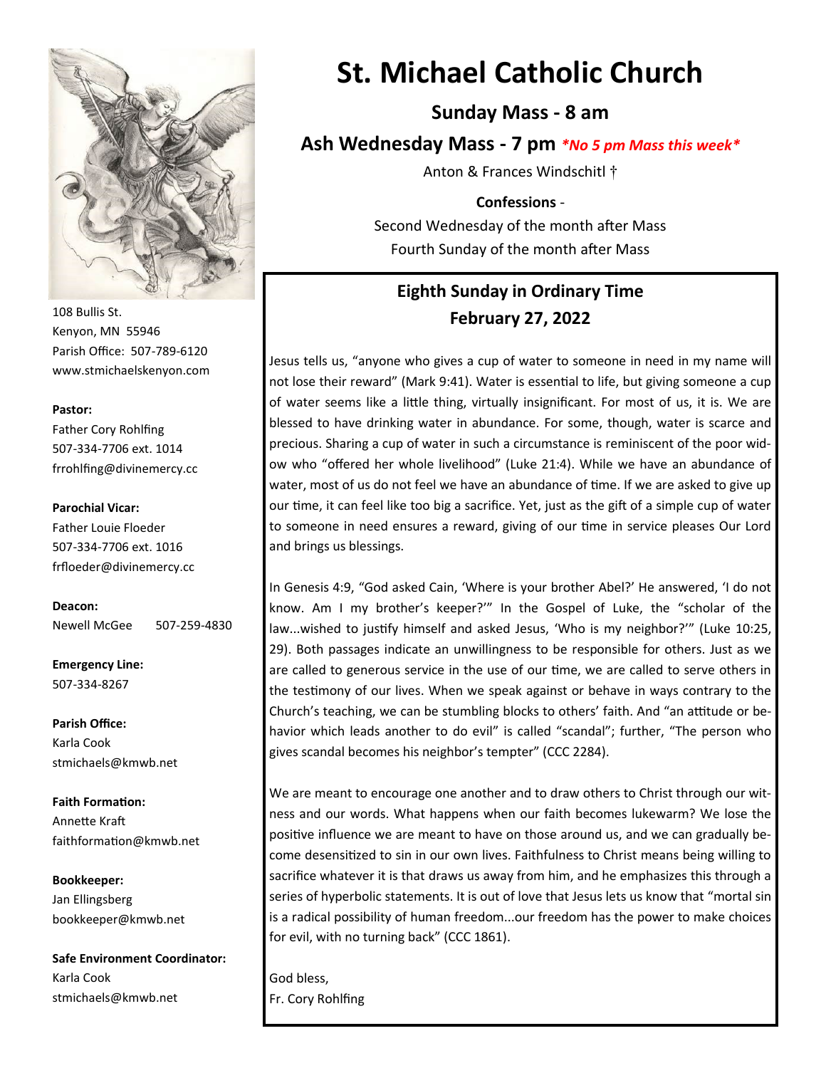# St. Michael Catholic Church

## Sunday Mass - 8 am

## Ash Wednesday Mass - 7 pm ***No 5 pm Mass this week***

Anton & Frances Windschitl †

**Confessions** -
Second Wednesday of the month after Mass
Fourth Sunday of the month after Mass

108 Bullis St.
Kenyon, MN 55946
Parish Office: 507-789-6120
www.stmichaelskenyon.com

**Pastor:**
Father Cory Rohlfing
507-334-7706 ext. 1014
frrohlfing@divinemercy.cc

**Parochial Vicar:**
Father Louie Floeder
507-334-7706 ext. 1016
frfloeder@divinemercy.cc

**Deacon:**
Newell McGee 507-259-4830

**Emergency Line:**
507-334-8267

**Parish Office:**
Karla Cook
stmichaels@kmwb.net

**Faith Formation:**
Annette Kraft
faithformation@kmwb.net

**Bookkeeper:**
Jan Ellingsberg
bookkeeper@kmwb.net

**Safe Environment Coordinator:**
Karla Cook
stmichaels@kmwb.net

## Eighth Sunday in Ordinary Time
## February 27, 2022

Jesus tells us, "anyone who gives a cup of water to someone in need in my name will not lose their reward" (Mark 9:41). Water is essential to life, but giving someone a cup of water seems like a little thing, virtually insignificant. For most of us, it is. We are blessed to have drinking water in abundance. For some, though, water is scarce and precious. Sharing a cup of water in such a circumstance is reminiscent of the poor widow who "offered her whole livelihood" (Luke 21:4). While we have an abundance of water, most of us do not feel we have an abundance of time. If we are asked to give up our time, it can feel like too big a sacrifice. Yet, just as the gift of a simple cup of water to someone in need ensures a reward, giving of our time in service pleases Our Lord and brings us blessings.

In Genesis 4:9, "God asked Cain, 'Where is your brother Abel?' He answered, 'I do not know. Am I my brother's keeper?'" In the Gospel of Luke, the "scholar of the law...wished to justify himself and asked Jesus, 'Who is my neighbor?'" (Luke 10:25, 29). Both passages indicate an unwillingness to be responsible for others. Just as we are called to generous service in the use of our time, we are called to serve others in the testimony of our lives. When we speak against or behave in ways contrary to the Church's teaching, we can be stumbling blocks to others' faith. And "an attitude or behavior which leads another to do evil" is called "scandal"; further, "The person who gives scandal becomes his neighbor's tempter" (CCC 2284).

We are meant to encourage one another and to draw others to Christ through our witness and our words. What happens when our faith becomes lukewarm? We lose the positive influence we are meant to have on those around us, and we can gradually become desensitized to sin in our own lives. Faithfulness to Christ means being willing to sacrifice whatever it is that draws us away from him, and he emphasizes this through a series of hyperbolic statements. It is out of love that Jesus lets us know that "mortal sin is a radical possibility of human freedom...our freedom has the power to make choices for evil, with no turning back" (CCC 1861).

God bless,
Fr. Cory Rohlfing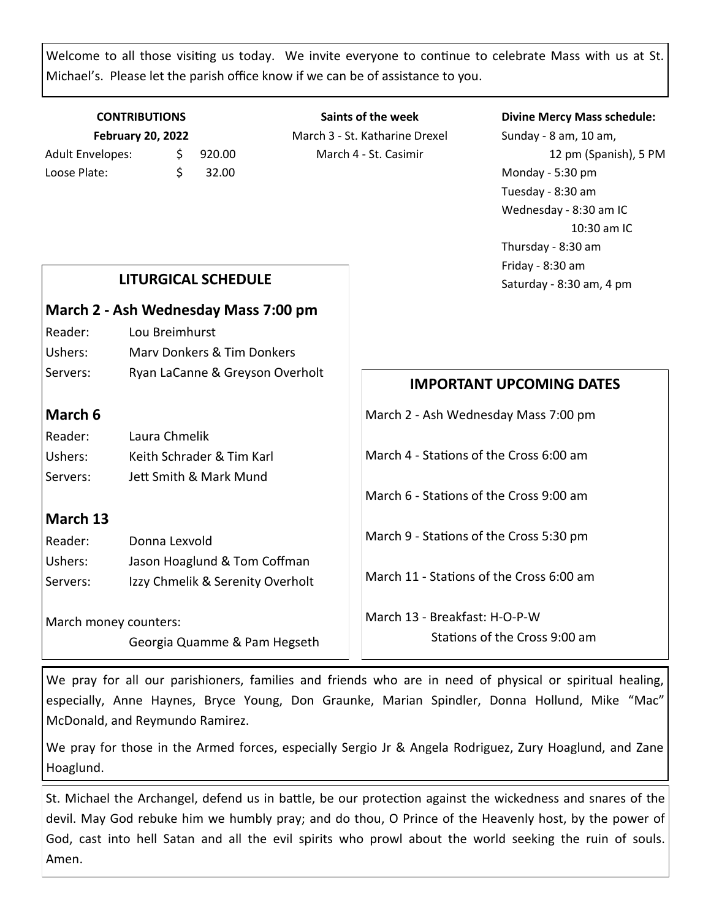Welcome to all those visiting us today. We invite everyone to continue to celebrate Mass with us at St. Michael's. Please let the parish office know if we can be of assistance to you.

**CONTRIBUTIONS**
**February 20, 2022**

| | |
|---|---|
| Adult Envelopes: | $ 920.00 |
| Loose Plate: | $ 32.00 |

**Saints of the week**

March 3 - St. Katharine Drexel
March 4 - St. Casimir

**Divine Mercy Mass schedule:**

Sunday - 8 am, 10 am, 12 pm (Spanish), 5 PM
Monday - 5:30 pm
Tuesday - 8:30 am
Wednesday - 8:30 am IC
10:30 am IC
Thursday - 8:30 am
Friday - 8:30 am
Saturday - 8:30 am, 4 pm

## LITURGICAL SCHEDULE

### March 2 - Ash Wednesday Mass 7:00 pm

Reader: Lou Breimhurst
Ushers: Marv Donkers & Tim Donkers
Servers: Ryan LaCanne & Greyson Overholt

### March 6

Reader: Laura Chmelik
Ushers: Keith Schrader & Tim Karl
Servers: Jett Smith & Mark Mund

### March 13

Reader: Donna Lexvold
Ushers: Jason Hoaglund & Tom Coffman
Servers: Izzy Chmelik & Serenity Overholt

March money counters:
Georgia Quamme & Pam Hegseth

## IMPORTANT UPCOMING DATES

March 2 - Ash Wednesday Mass 7:00 pm

March 4 - Stations of the Cross 6:00 am

March 6 - Stations of the Cross 9:00 am

March 9 - Stations of the Cross 5:30 pm

March 11 - Stations of the Cross 6:00 am

March 13 - Breakfast: H-O-P-W
Stations of the Cross 9:00 am

We pray for all our parishioners, families and friends who are in need of physical or spiritual healing, especially, Anne Haynes, Bryce Young, Don Graunke, Marian Spindler, Donna Hollund, Mike "Mac" McDonald, and Reymundo Ramirez.

We pray for those in the Armed forces, especially Sergio Jr & Angela Rodriguez, Zury Hoaglund, and Zane Hoaglund.

St. Michael the Archangel, defend us in battle, be our protection against the wickedness and snares of the devil. May God rebuke him we humbly pray; and do thou, O Prince of the Heavenly host, by the power of God, cast into hell Satan and all the evil spirits who prowl about the world seeking the ruin of souls. Amen.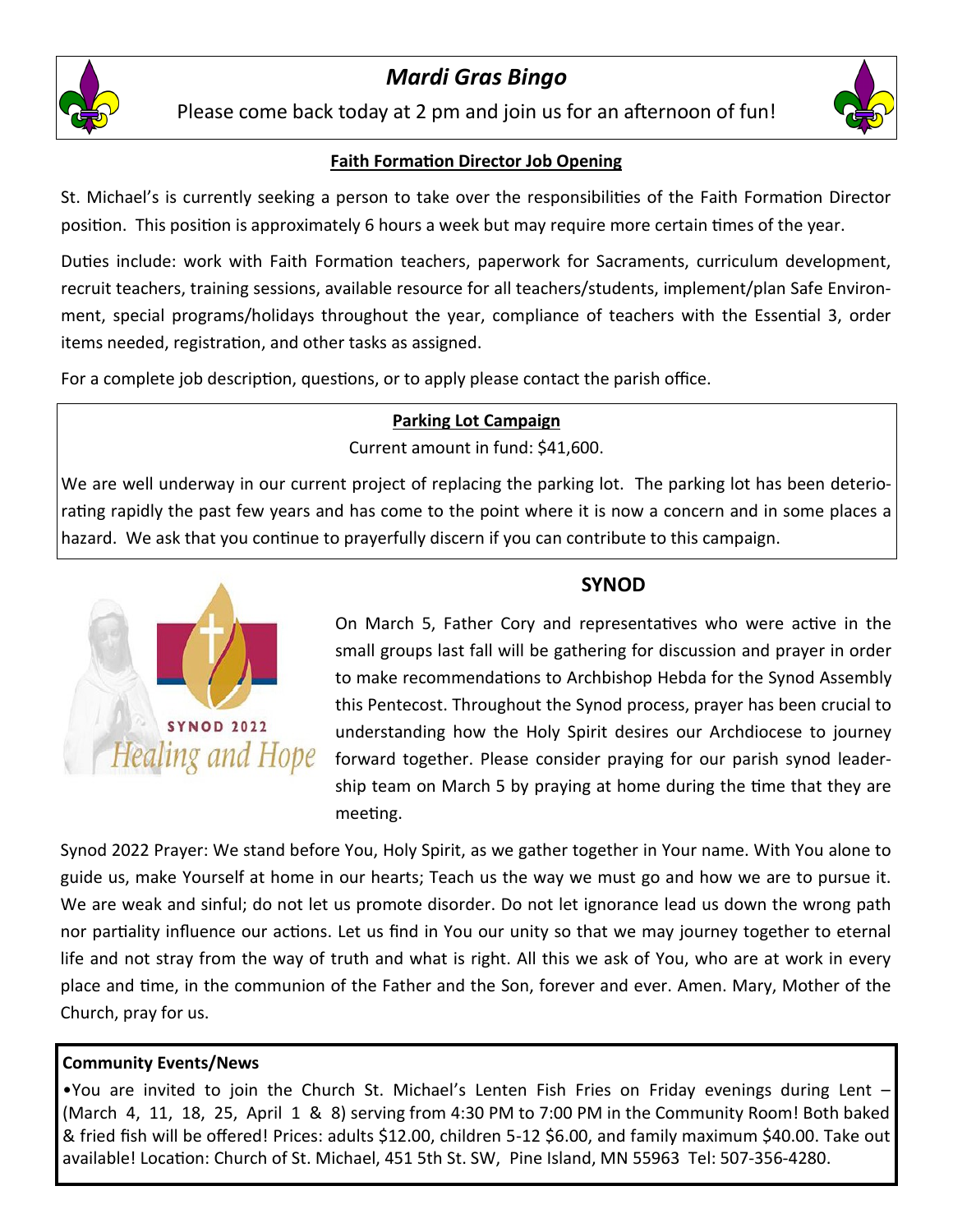## *Mardi Gras Bingo*

Please come back today at 2 pm and join us for an afternoon of fun!

### Faith Formation Director Job Opening

St. Michael's is currently seeking a person to take over the responsibilities of the Faith Formation Director position. This position is approximately 6 hours a week but may require more certain times of the year.

Duties include: work with Faith Formation teachers, paperwork for Sacraments, curriculum development, recruit teachers, training sessions, available resource for all teachers/students, implement/plan Safe Environment, special programs/holidays throughout the year, compliance of teachers with the Essential 3, order items needed, registration, and other tasks as assigned.

For a complete job description, questions, or to apply please contact the parish office.

### Parking Lot Campaign

Current amount in fund: $41,600.

We are well underway in our current project of replacing the parking lot. The parking lot has been deteriorating rapidly the past few years and has come to the point where it is now a concern and in some places a hazard. We ask that you continue to prayerfully discern if you can contribute to this campaign.

### SYNOD

SYNOD 2022
*Healing and Hope*

On March 5, Father Cory and representatives who were active in the small groups last fall will be gathering for discussion and prayer in order to make recommendations to Archbishop Hebda for the Synod Assembly this Pentecost. Throughout the Synod process, prayer has been crucial to understanding how the Holy Spirit desires our Archdiocese to journey forward together. Please consider praying for our parish synod leadership team on March 5 by praying at home during the time that they are meeting.

Synod 2022 Prayer: We stand before You, Holy Spirit, as we gather together in Your name. With You alone to guide us, make Yourself at home in our hearts; Teach us the way we must go and how we are to pursue it. We are weak and sinful; do not let us promote disorder. Do not let ignorance lead us down the wrong path nor partiality influence our actions. Let us find in You our unity so that we may journey together to eternal life and not stray from the way of truth and what is right. All this we ask of You, who are at work in every place and time, in the communion of the Father and the Son, forever and ever. Amen. Mary, Mother of the Church, pray for us.

**Community Events/News**

- You are invited to join the Church St. Michael's Lenten Fish Fries on Friday evenings during Lent – (March 4, 11, 18, 25, April 1 & 8) serving from 4:30 PM to 7:00 PM in the Community Room! Both baked & fried fish will be offered! Prices: adults $12.00, children 5-12 $6.00, and family maximum $40.00. Take out available! Location: Church of St. Michael, 451 5th St. SW, Pine Island, MN 55963 Tel: 507-356-4280.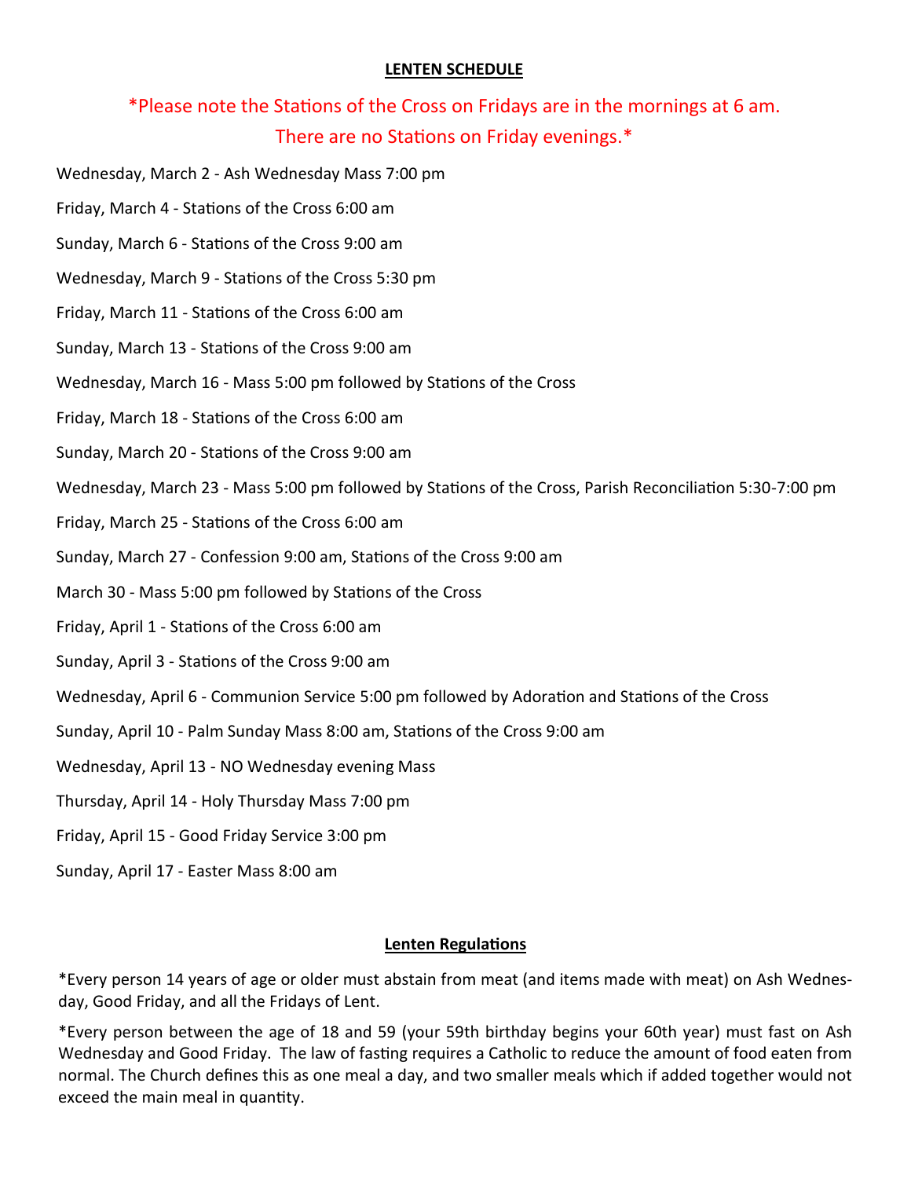**LENTEN SCHEDULE**

*Please note the Stations of the Cross on Fridays are in the mornings at 6 am. There are no Stations on Friday evenings.*

Wednesday, March 2 - Ash Wednesday Mass 7:00 pm

Friday, March 4 - Stations of the Cross 6:00 am

Sunday, March 6 - Stations of the Cross 9:00 am

Wednesday, March 9 - Stations of the Cross 5:30 pm

Friday, March 11 - Stations of the Cross 6:00 am

Sunday, March 13 - Stations of the Cross 9:00 am

Wednesday, March 16 - Mass 5:00 pm followed by Stations of the Cross

Friday, March 18 - Stations of the Cross 6:00 am

Sunday, March 20 - Stations of the Cross 9:00 am

Wednesday, March 23 - Mass 5:00 pm followed by Stations of the Cross, Parish Reconciliation 5:30-7:00 pm

Friday, March 25 - Stations of the Cross 6:00 am

Sunday, March 27 - Confession 9:00 am, Stations of the Cross 9:00 am

March 30 - Mass 5:00 pm followed by Stations of the Cross

Friday, April 1 - Stations of the Cross 6:00 am

Sunday, April 3 - Stations of the Cross 9:00 am

Wednesday, April 6 - Communion Service 5:00 pm followed by Adoration and Stations of the Cross

Sunday, April 10 - Palm Sunday Mass 8:00 am, Stations of the Cross 9:00 am

Wednesday, April 13 - NO Wednesday evening Mass

Thursday, April 14 - Holy Thursday Mass 7:00 pm

Friday, April 15 - Good Friday Service 3:00 pm

Sunday, April 17 - Easter Mass 8:00 am

**Lenten Regulations**

*Every person 14 years of age or older must abstain from meat (and items made with meat) on Ash Wednesday, Good Friday, and all the Fridays of Lent.

*Every person between the age of 18 and 59 (your 59th birthday begins your 60th year) must fast on Ash Wednesday and Good Friday. The law of fasting requires a Catholic to reduce the amount of food eaten from normal. The Church defines this as one meal a day, and two smaller meals which if added together would not exceed the main meal in quantity.